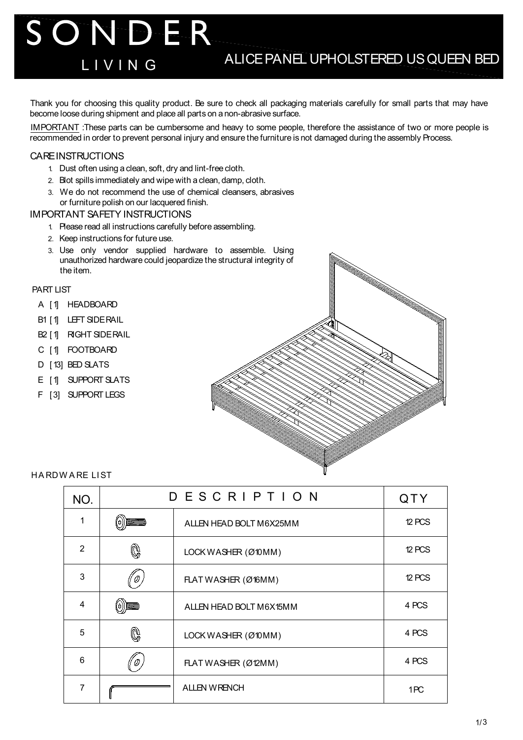# SONDER LIVING

## ALICE PANEL UPHOLSTERED US QUEEN BED

Thank you for choosing this quality product. Be sure to check all packaging materials carefully for small parts that may have become loose during shipment and place all parts on a non-abrasive surface.

IMPORTANT :These parts can be cumbersome and heavy to some people, therefore the assistance of two or more people is recommended in order to prevent personal injury and ensure the furniture is not damaged during the assembly Process.

### CARE INSTRUCTIONS

1. Dust often using a clean, soft, dry and lint-free cloth.
2. Blot spills immediately and wipe with a clean, damp, cloth.
3. We do not recommend the use of chemical cleansers, abrasives or furniture polish on our lacquered finish.

### IMPORTANT SAFETY INSTRUCTIONS

1. Please read all instructions carefully before assembling.
2. Keep instructions for future use.
3. Use only vendor supplied hardware to assemble. Using unauthorized hardware could jeopardize the structural integrity of the item.

### PART LIST

- A [1] HEADBOARD
- B1 [1] LEFT SIDE RAIL
- B2 [1] RIGHT SIDE RAIL
- C [1] FOOTBOARD
- D [13] BED SLATS
- E [1] SUPPORT SLATS
- F [3] SUPPORT LEGS

### HARDWARE LIST

| NO. | DESCRIPTION | | QTY |
|---|---|---|---|
| 1 | | ALLEN HEAD BOLT M6X25MM | 12 PCS |
| 2 | | LOCK WASHER (Ø10MM) | 12 PCS |
| 3 | | FLAT WASHER (Ø16MM) | 12 PCS |
| 4 | | ALLEN HEAD BOLT M6X15MM | 4 PCS |
| 5 | | LOCK WASHER (Ø10MM) | 4 PCS |
| 6 | | FLAT WASHER (Ø12MM) | 4 PCS |
| 7 | | ALLEN WRENCH | 1PC |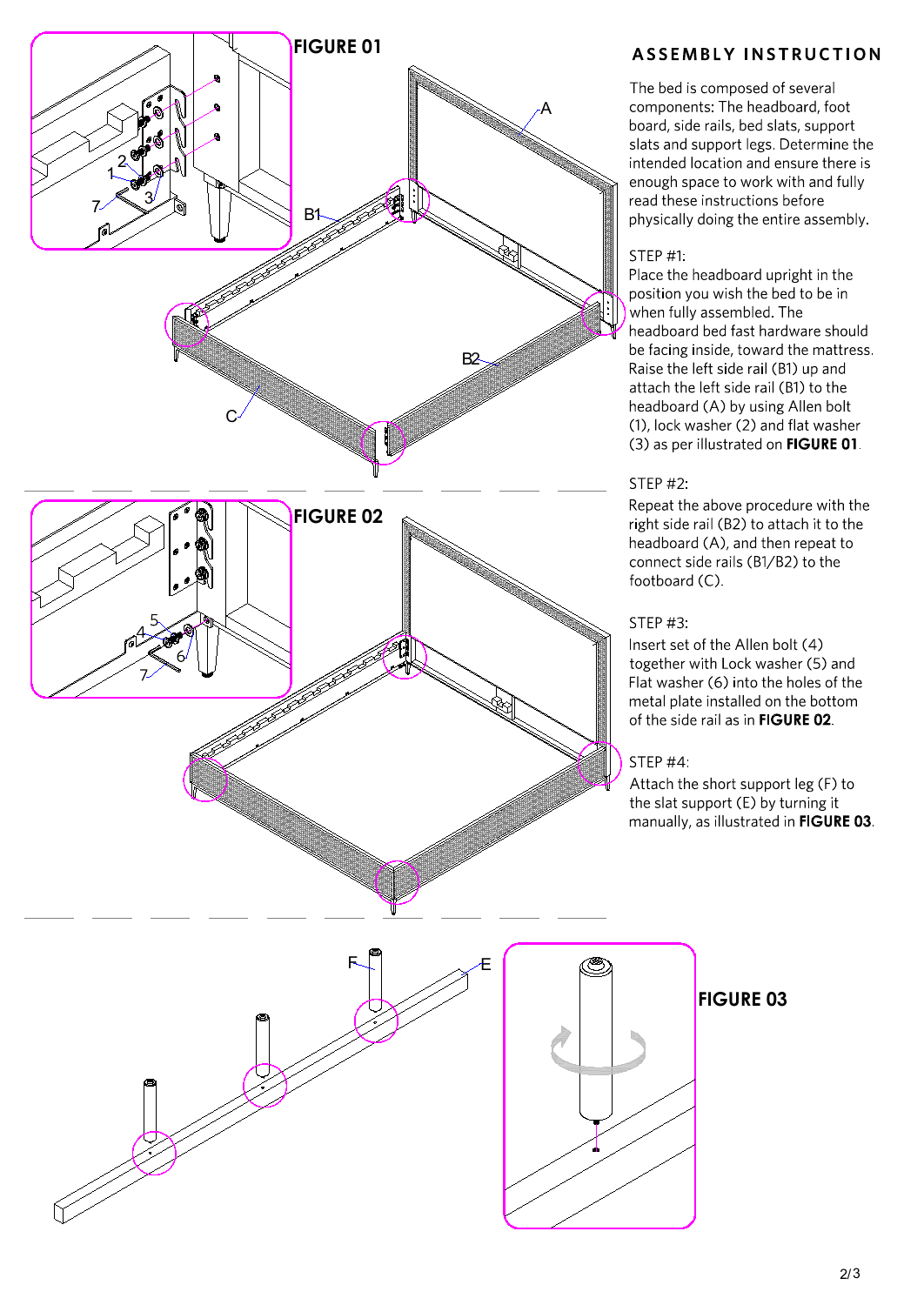## ASSEMBLY INSTRUCTION

The bed is composed of several components: The headboard, foot board, side rails, bed slats, support slats and support legs. Determine the intended location and ensure there is enough space to work with and fully read these instructions before physically doing the entire assembly.

STEP #1:
Place the headboard upright in the position you wish the bed to be in when fully assembled. The headboard bed fast hardware should be facing inside, toward the mattress. Raise the left side rail (B1) up and attach the left side rail (B1) to the headboard (A) by using Allen bolt (1), lock washer (2) and flat washer (3) as per illustrated on **FIGURE 01**.

STEP #2:
Repeat the above procedure with the right side rail (B2) to attach it to the headboard (A), and then repeat to connect side rails (B1/B2) to the footboard (C).

STEP #3:
Insert set of the Allen bolt (4) together with Lock washer (5) and Flat washer (6) into the holes of the metal plate installed on the bottom of the side rail as in **FIGURE 02**.

STEP #4:
Attach the short support leg (F) to the slat support (E) by turning it manually, as illustrated in **FIGURE 03**.

FIGURE 01

FIGURE 02

FIGURE 03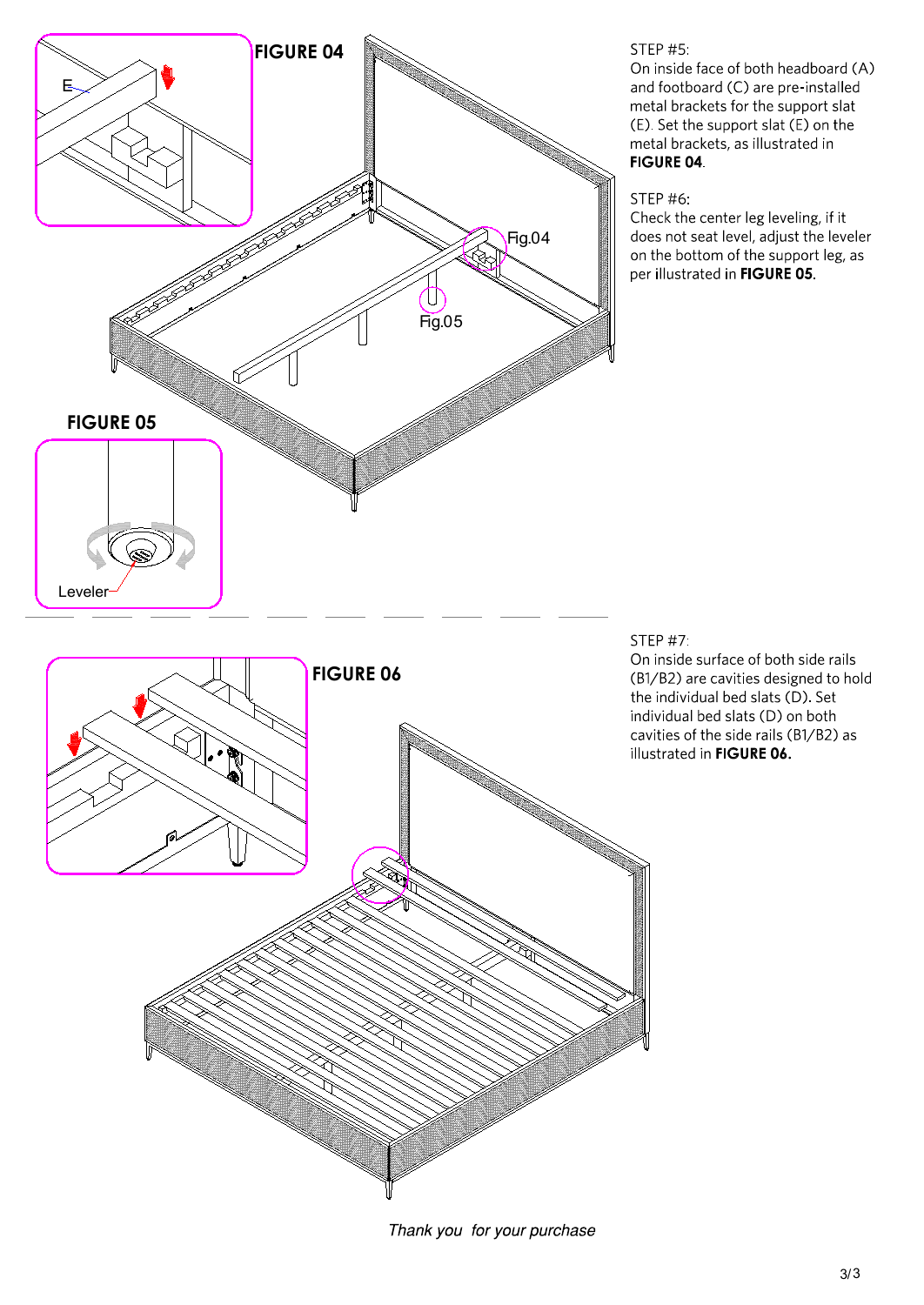**FIGURE 04**

E

Fig.04

Fig.05

STEP #5:
On inside face of both headboard (A) and footboard (C) are pre-installed metal brackets for the support slat (E). Set the support slat (E) on the metal brackets, as illustrated in **FIGURE 04**.

STEP #6:
Check the center leg leveling, if it does not seat level, adjust the leveler on the bottom of the support leg, as per illustrated in **FIGURE 05**.

**FIGURE 05**

Leveler

**FIGURE 06**

STEP #7:
On inside surface of both side rails (B1/B2) are cavities designed to hold the individual bed slats (D). Set individual bed slats (D) on both cavities of the side rails (B1/B2) as illustrated in **FIGURE 06.**

*Thank you for your purchase*